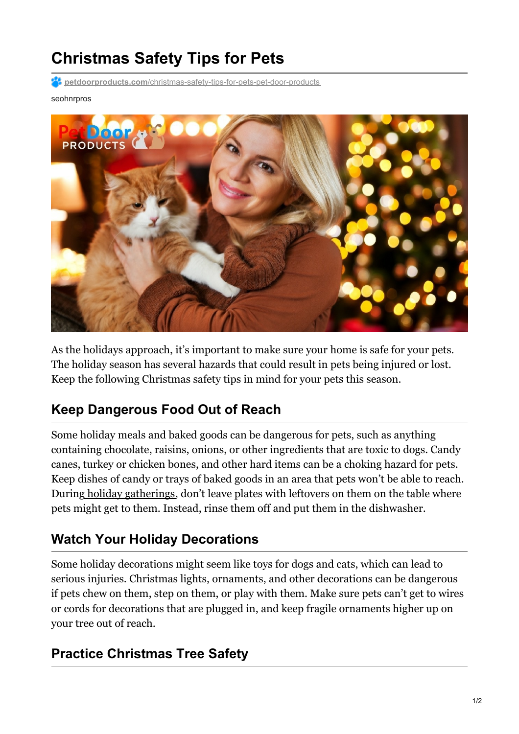# Christmas Safety Tips for Pets

petdoorproducts.com/christmas-safety-tips-for-pets-pet-door-products

seohnrpros

As the holidays approach, it's important to make sure your home is safe for your pets. The holiday season has several hazards that could result in pets being injured or lost. Keep the following Christmas safety tips in mind for your pets this season.

## Keep Dangerous Food Out of Reach

Some holiday meals and baked goods can be dangerous for pets, such as anything containing chocolate, raisins, onions, or other ingredients that are toxic to dogs. Candy canes, turkey or chicken bones, and other hard items can be a choking hazard for pets. Keep dishes of candy or trays of baked goods in an area that pets won't be able to reach. During holiday gatherings, don't leave plates with leftovers on them on the table where pets might get to them. Instead, rinse them off and put them in the dishwasher.

## Watch Your Holiday Decorations

Some holiday decorations might seem like toys for dogs and cats, which can lead to serious injuries. Christmas lights, ornaments, and other decorations can be dangerous if pets chew on them, step on them, or play with them. Make sure pets can't get to wires or cords for decorations that are plugged in, and keep fragile ornaments higher up on your tree out of reach.

## Practice Christmas Tree Safety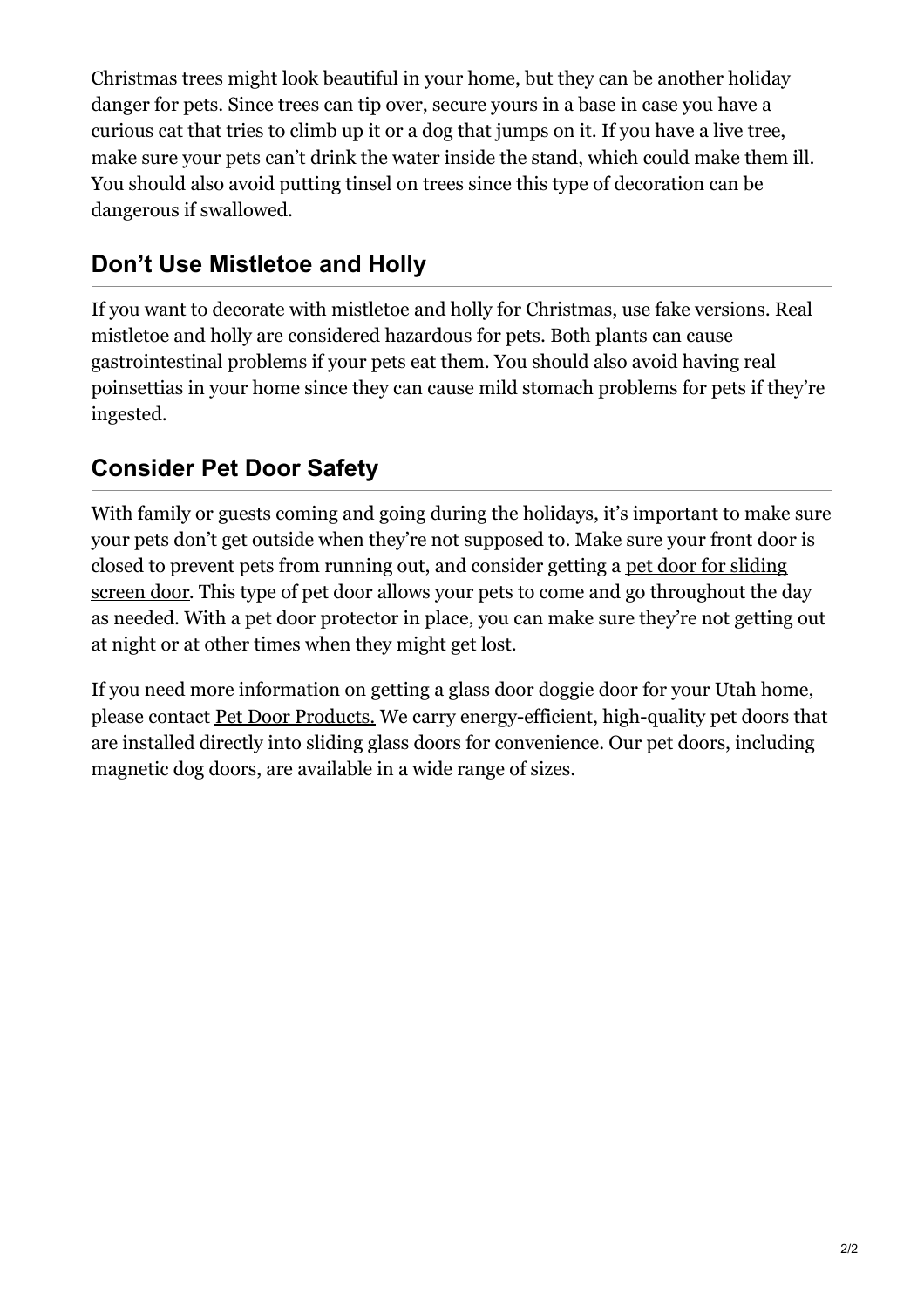Christmas trees might look beautiful in your home, but they can be another holiday danger for pets. Since trees can tip over, secure yours in a base in case you have a curious cat that tries to climb up it or a dog that jumps on it. If you have a live tree, make sure your pets can't drink the water inside the stand, which could make them ill. You should also avoid putting tinsel on trees since this type of decoration can be dangerous if swallowed.

## Don't Use Mistletoe and Holly

If you want to decorate with mistletoe and holly for Christmas, use fake versions. Real mistletoe and holly are considered hazardous for pets. Both plants can cause gastrointestinal problems if your pets eat them. You should also avoid having real poinsettias in your home since they can cause mild stomach problems for pets if they're ingested.

## Consider Pet Door Safety

With family or guests coming and going during the holidays, it's important to make sure your pets don't get outside when they're not supposed to. Make sure your front door is closed to prevent pets from running out, and consider getting a pet door for sliding screen door. This type of pet door allows your pets to come and go throughout the day as needed. With a pet door protector in place, you can make sure they're not getting out at night or at other times when they might get lost.

If you need more information on getting a glass door doggie door for your Utah home, please contact Pet Door Products. We carry energy-efficient, high-quality pet doors that are installed directly into sliding glass doors for convenience. Our pet doors, including magnetic dog doors, are available in a wide range of sizes.